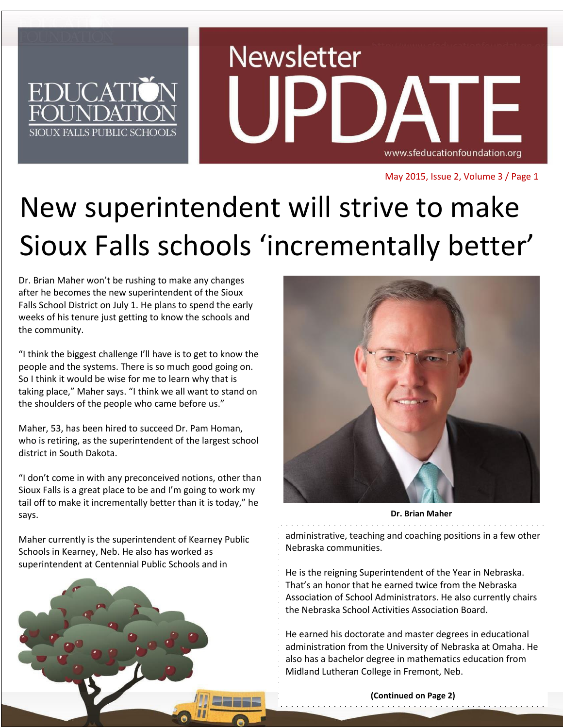# New superintendent will strive to make Sioux Falls schools 'incrementally better'

Dr. Brian Maher won't be rushing to make any changes after he becomes the new superintendent of the Sioux Falls School District on July 1. He plans to spend the early weeks of his tenure just getting to know the schools and the community.

"I think the biggest challenge I'll have is to get to know the people and the systems. There is so much good going on. So I think it would be wise for me to learn why that is taking place," Maher says. "I think we all want to stand on the shoulders of the people who came before us."

Maher, 53, has been hired to succeed Dr. Pam Homan, who is retiring, as the superintendent of the largest school district in South Dakota.

"I don't come in with any preconceived notions, other than Sioux Falls is a great place to be and I'm going to work my tail off to make it incrementally better than it is today," he says.

Maher currently is the superintendent of Kearney Public Schools in Kearney, Neb. He also has worked as superintendent at Centennial Public Schools and in administrative, teaching and coaching positions in a few other Nebraska communities.

**Dr. Brian Maher**

He is the reigning Superintendent of the Year in Nebraska. That's an honor that he earned twice from the Nebraska Association of School Administrators. He also currently chairs the Nebraska School Activities Association Board.

He earned his doctorate and master degrees in educational administration from the University of Nebraska at Omaha. He also has a bachelor degree in mathematics education from Midland Lutheran College in Fremont, Neb.

**(Continued on Page 2)**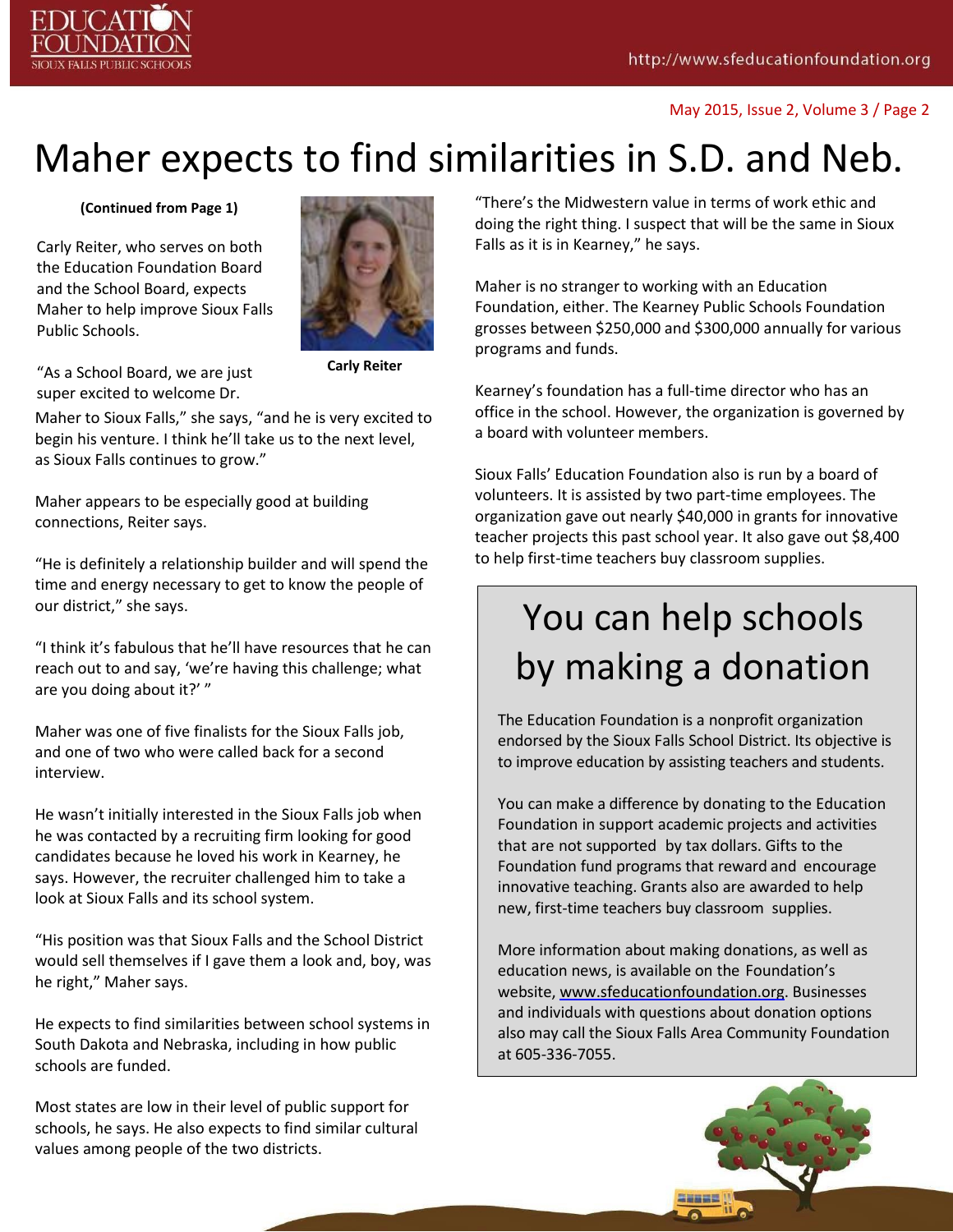# Maher expects to find similarities in S.D. and Neb.

**(Continued from Page 1)**

Carly Reiter, who serves on both the Education Foundation Board and the School Board, expects Maher to help improve Sioux Falls Public Schools.

**Carly Reiter**

"As a School Board, we are just super excited to welcome Dr. Maher to Sioux Falls," she says, "and he is very excited to begin his venture. I think he'll take us to the next level, as Sioux Falls continues to grow."

Maher appears to be especially good at building connections, Reiter says.

"He is definitely a relationship builder and will spend the time and energy necessary to get to know the people of our district," she says.

"I think it's fabulous that he'll have resources that he can reach out to and say, 'we're having this challenge; what are you doing about it?' "

Maher was one of five finalists for the Sioux Falls job, and one of two who were called back for a second interview.

He wasn't initially interested in the Sioux Falls job when he was contacted by a recruiting firm looking for good candidates because he loved his work in Kearney, he says. However, the recruiter challenged him to take a look at Sioux Falls and its school system.

"His position was that Sioux Falls and the School District would sell themselves if I gave them a look and, boy, was he right," Maher says.

He expects to find similarities between school systems in South Dakota and Nebraska, including in how public schools are funded.

Most states are low in their level of public support for schools, he says. He also expects to find similar cultural values among people of the two districts.

"There's the Midwestern value in terms of work ethic and doing the right thing. I suspect that will be the same in Sioux Falls as it is in Kearney," he says.

Maher is no stranger to working with an Education Foundation, either. The Kearney Public Schools Foundation grosses between $250,000 and $300,000 annually for various programs and funds.

Kearney's foundation has a full-time director who has an office in the school. However, the organization is governed by a board with volunteer members.

Sioux Falls' Education Foundation also is run by a board of volunteers. It is assisted by two part-time employees. The organization gave out nearly $40,000 in grants for innovative teacher projects this past school year. It also gave out $8,400 to help first-time teachers buy classroom supplies.

## You can help schools by making a donation

The Education Foundation is a nonprofit organization endorsed by the Sioux Falls School District. Its objective is to improve education by assisting teachers and students.

You can make a difference by donating to the Education Foundation in support academic projects and activities that are not supported by tax dollars. Gifts to the Foundation fund programs that reward and encourage innovative teaching. Grants also are awarded to help new, first-time teachers buy classroom supplies.

More information about making donations, as well as education news, is available on the Foundation's website, www.sfeducationfoundation.org. Businesses and individuals with questions about donation options also may call the Sioux Falls Area Community Foundation at 605-336-7055.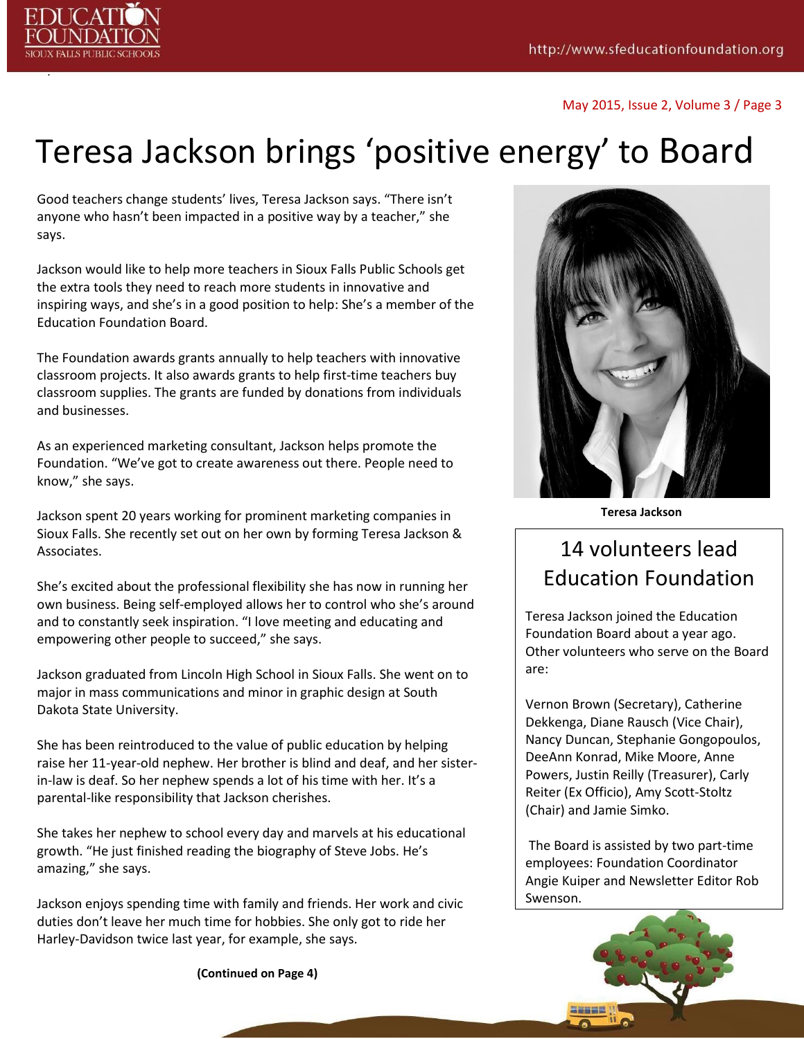# Teresa Jackson brings 'positive energy' to Board

Good teachers change students' lives, Teresa Jackson says. "There isn't anyone who hasn't been impacted in a positive way by a teacher," she says.

Jackson would like to help more teachers in Sioux Falls Public Schools get the extra tools they need to reach more students in innovative and inspiring ways, and she's in a good position to help: She's a member of the Education Foundation Board.

The Foundation awards grants annually to help teachers with innovative classroom projects. It also awards grants to help first-time teachers buy classroom supplies. The grants are funded by donations from individuals and businesses.

As an experienced marketing consultant, Jackson helps promote the Foundation. "We've got to create awareness out there. People need to know," she says.

Jackson spent 20 years working for prominent marketing companies in Sioux Falls. She recently set out on her own by forming Teresa Jackson & Associates.

She's excited about the professional flexibility she has now in running her own business. Being self-employed allows her to control who she's around and to constantly seek inspiration. "I love meeting and educating and empowering other people to succeed," she says.

Jackson graduated from Lincoln High School in Sioux Falls. She went on to major in mass communications and minor in graphic design at South Dakota State University.

She has been reintroduced to the value of public education by helping raise her 11-year-old nephew. Her brother is blind and deaf, and her sister-in-law is deaf. So her nephew spends a lot of his time with her. It's a parental-like responsibility that Jackson cherishes.

She takes her nephew to school every day and marvels at his educational growth. "He just finished reading the biography of Steve Jobs. He's amazing," she says.

Jackson enjoys spending time with family and friends. Her work and civic duties don't leave her much time for hobbies. She only got to ride her Harley-Davidson twice last year, for example, she says.

**(Continued on Page 4)**

**Teresa Jackson**

## 14 volunteers lead Education Foundation

Teresa Jackson joined the Education Foundation Board about a year ago. Other volunteers who serve on the Board are:

Vernon Brown (Secretary), Catherine Dekkenga, Diane Rausch (Vice Chair), Nancy Duncan, Stephanie Gongopoulos, DeeAnn Konrad, Mike Moore, Anne Powers, Justin Reilly (Treasurer), Carly Reiter (Ex Officio), Amy Scott-Stoltz (Chair) and Jamie Simko.

The Board is assisted by two part-time employees: Foundation Coordinator Angie Kuiper and Newsletter Editor Rob Swenson.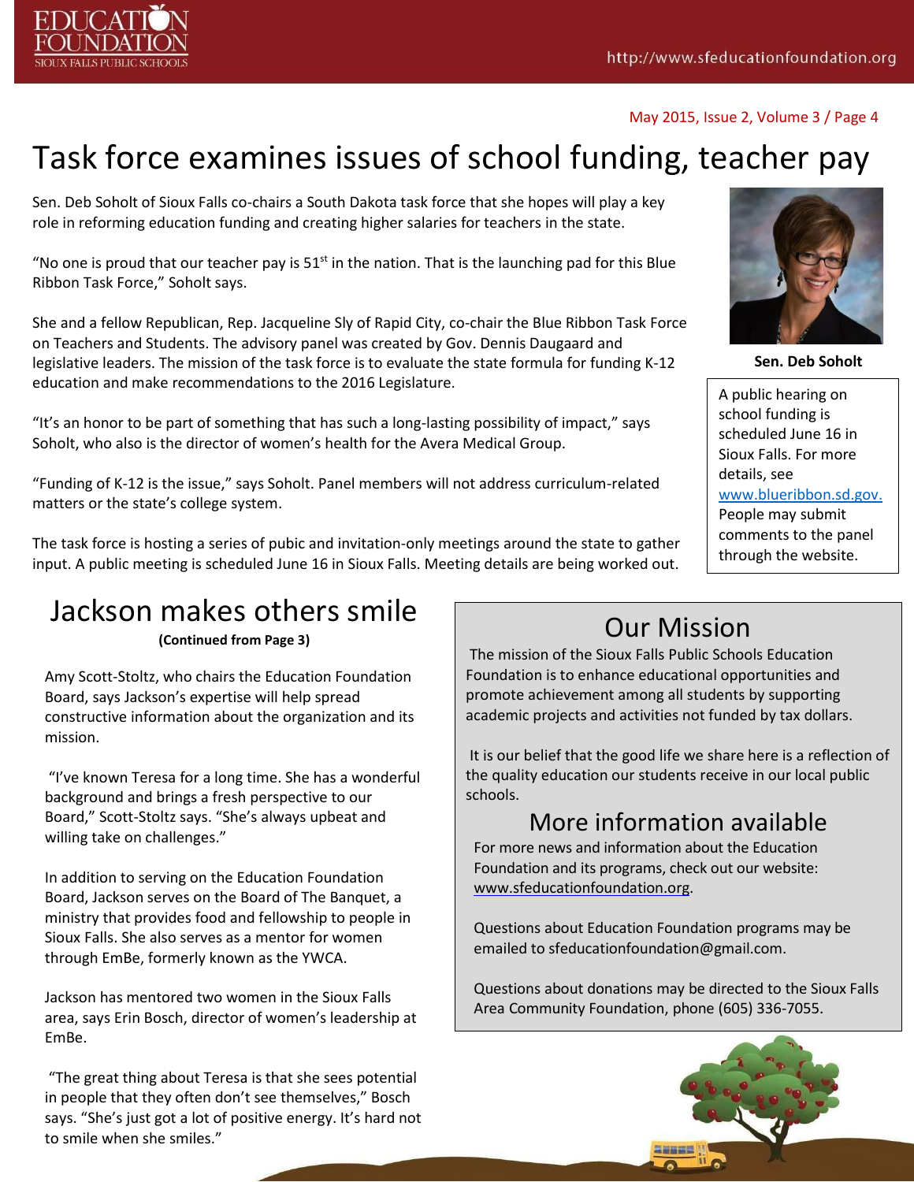# Task force examines issues of school funding, teacher pay

Sen. Deb Soholt of Sioux Falls co-chairs a South Dakota task force that she hopes will play a key role in reforming education funding and creating higher salaries for teachers in the state.

"No one is proud that our teacher pay is 51st in the nation. That is the launching pad for this Blue Ribbon Task Force," Soholt says.

She and a fellow Republican, Rep. Jacqueline Sly of Rapid City, co-chair the Blue Ribbon Task Force on Teachers and Students. The advisory panel was created by Gov. Dennis Daugaard and legislative leaders. The mission of the task force is to evaluate the state formula for funding K-12 education and make recommendations to the 2016 Legislature.

"It's an honor to be part of something that has such a long-lasting possibility of impact," says Soholt, who also is the director of women's health for the Avera Medical Group.

"Funding of K-12 is the issue," says Soholt. Panel members will not address curriculum-related matters or the state's college system.

The task force is hosting a series of pubic and invitation-only meetings around the state to gather input. A public meeting is scheduled June 16 in Sioux Falls. Meeting details are being worked out.

**Sen. Deb Soholt**

A public hearing on school funding is scheduled June 16 in Sioux Falls. For more details, see www.blueribbon.sd.gov. People may submit comments to the panel through the website.

# Jackson makes others smile

**(Continued from Page 3)**

Amy Scott-Stoltz, who chairs the Education Foundation Board, says Jackson's expertise will help spread constructive information about the organization and its mission.

"I've known Teresa for a long time. She has a wonderful background and brings a fresh perspective to our Board," Scott-Stoltz says. "She's always upbeat and willing take on challenges."

In addition to serving on the Education Foundation Board, Jackson serves on the Board of The Banquet, a ministry that provides food and fellowship to people in Sioux Falls. She also serves as a mentor for women through EmBe, formerly known as the YWCA.

Jackson has mentored two women in the Sioux Falls area, says Erin Bosch, director of women's leadership at EmBe.

"The great thing about Teresa is that she sees potential in people that they often don't see themselves," Bosch says. "She's just got a lot of positive energy. It's hard not to smile when she smiles."

## Our Mission

The mission of the Sioux Falls Public Schools Education Foundation is to enhance educational opportunities and promote achievement among all students by supporting academic projects and activities not funded by tax dollars.

It is our belief that the good life we share here is a reflection of the quality education our students receive in our local public schools.

## More information available

For more news and information about the Education Foundation and its programs, check out our website: www.sfeducationfoundation.org.

Questions about Education Foundation programs may be emailed to sfeducationfoundation@gmail.com.

Questions about donations may be directed to the Sioux Falls Area Community Foundation, phone (605) 336-7055.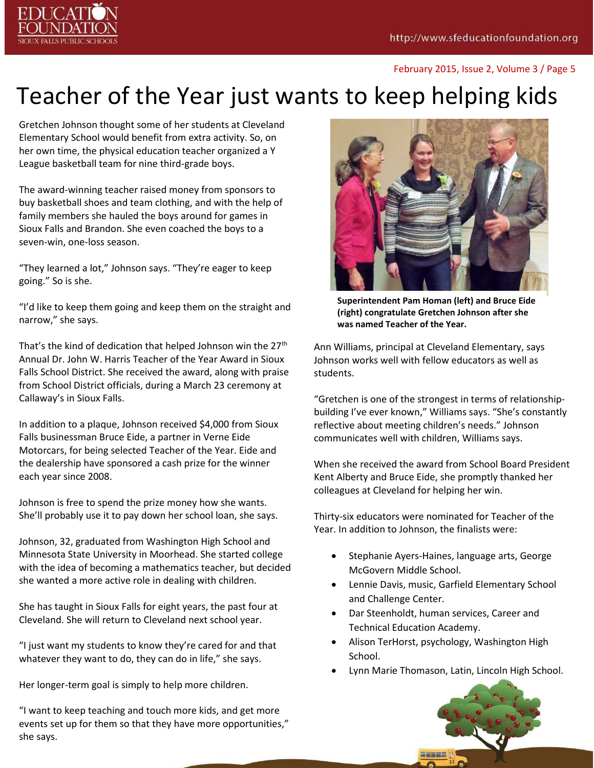# Teacher of the Year just wants to keep helping kids

Gretchen Johnson thought some of her students at Cleveland Elementary School would benefit from extra activity. So, on her own time, the physical education teacher organized a Y League basketball team for nine third-grade boys.

The award-winning teacher raised money from sponsors to buy basketball shoes and team clothing, and with the help of family members she hauled the boys around for games in Sioux Falls and Brandon. She even coached the boys to a seven-win, one-loss season.

"They learned a lot," Johnson says. "They're eager to keep going." So is she.

"I'd like to keep them going and keep them on the straight and narrow," she says.

That's the kind of dedication that helped Johnson win the 27th Annual Dr. John W. Harris Teacher of the Year Award in Sioux Falls School District. She received the award, along with praise from School District officials, during a March 23 ceremony at Callaway's in Sioux Falls.

In addition to a plaque, Johnson received $4,000 from Sioux Falls businessman Bruce Eide, a partner in Verne Eide Motorcars, for being selected Teacher of the Year. Eide and the dealership have sponsored a cash prize for the winner each year since 2008.

Johnson is free to spend the prize money how she wants. She'll probably use it to pay down her school loan, she says.

Johnson, 32, graduated from Washington High School and Minnesota State University in Moorhead. She started college with the idea of becoming a mathematics teacher, but decided she wanted a more active role in dealing with children.

She has taught in Sioux Falls for eight years, the past four at Cleveland. She will return to Cleveland next school year.

"I just want my students to know they're cared for and that whatever they want to do, they can do in life," she says.

Her longer-term goal is simply to help more children.

"I want to keep teaching and touch more kids, and get more events set up for them so that they have more opportunities," she says.

**Superintendent Pam Homan (left) and Bruce Eide (right) congratulate Gretchen Johnson after she was named Teacher of the Year.**

Ann Williams, principal at Cleveland Elementary, says Johnson works well with fellow educators as well as students.

"Gretchen is one of the strongest in terms of relationship-building I've ever known," Williams says. "She's constantly reflective about meeting children's needs." Johnson communicates well with children, Williams says.

When she received the award from School Board President Kent Alberty and Bruce Eide, she promptly thanked her colleagues at Cleveland for helping her win.

Thirty-six educators were nominated for Teacher of the Year. In addition to Johnson, the finalists were:

- Stephanie Ayers-Haines, language arts, George McGovern Middle School.
- Lennie Davis, music, Garfield Elementary School and Challenge Center.
- Dar Steenholdt, human services, Career and Technical Education Academy.
- Alison TerHorst, psychology, Washington High School.
- Lynn Marie Thomason, Latin, Lincoln High School.